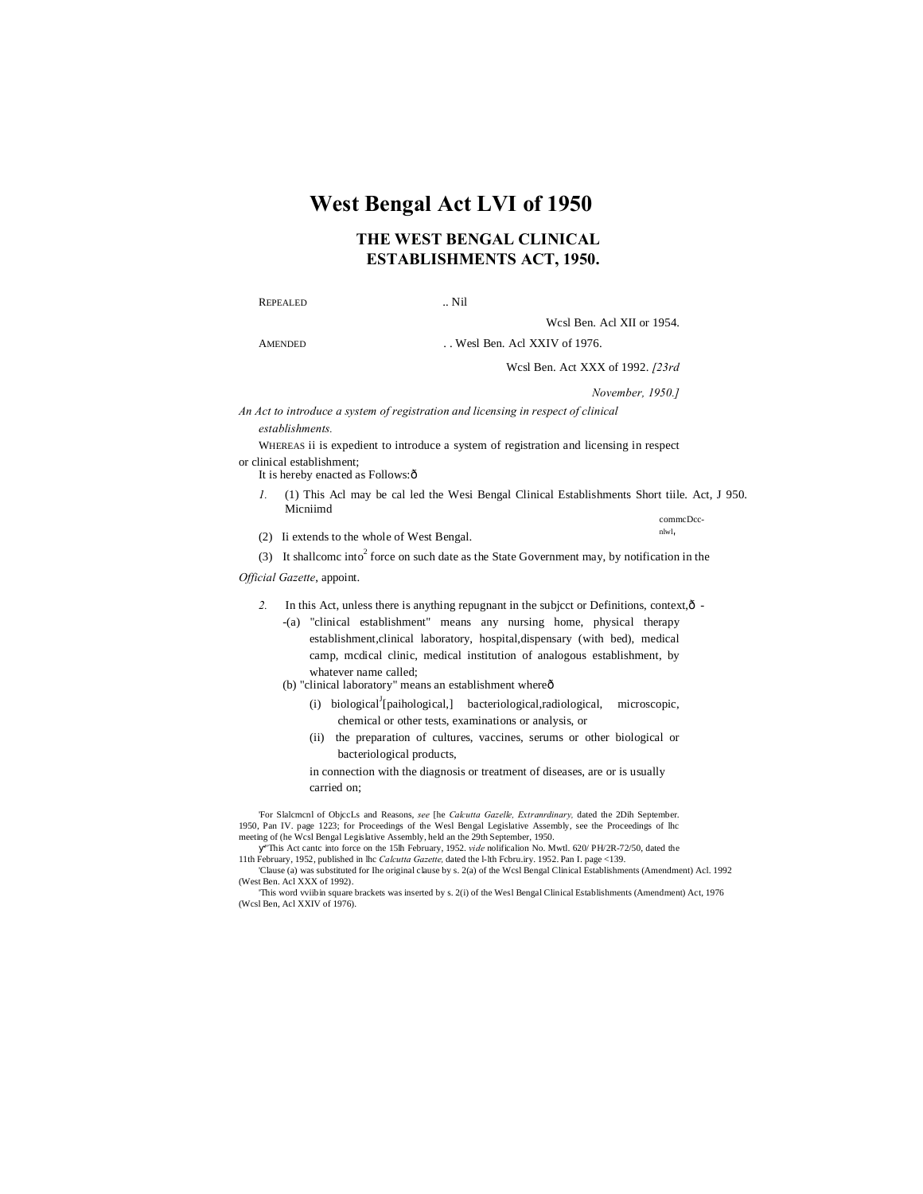# West Bengal Act LVI of 1950

## THE WEST BENGAL CLINICAL ESTABLISHMENTS ACT, 1950.

REPEALED .. Nil

Wcsl Ben. Acl XII or 1954.

AMENDED . . Wesl Ben. Acl XXIV of 1976.

Wcsl Ben. Act XXX of 1992. *[23rd November, 1950.]*

*An Act to introduce a system of registration and licensing in respect of clinical establishments.*

WHEREAS ii is expedient to introduce a system of registration and licensing in respect or clinical establishment;

It is hereby enacted as Follows:—

*1.* (1) This Acl may be cal led the Wesi Bengal Clinical Establishments Act, J 950.

Short tiile. Micniimd commcDcc-nlwl,

(2) Ii extends to the whole of West Bengal.

(3) It shallcomc into[2] force on such date as the State Government may, by notification in the *Official Gazette*, appoint.

*2.* In this Act, unless there is anything repugnant in the subjcct or context,— Definitions,

-(a) "clinical establishment" means any nursing home, physical therapy establishment,clinical laboratory, hospital,dispensary (with bed), medical camp, mcdical clinic, medical institution of analogous establishment, by whatever name called;

(b) "clinical laboratory" means an establishment where—

(i) biological[J][paihological,] bacteriological,radiological, microscopic, chemical or other tests, examinations or analysis, or

(ii) the preparation of cultures, vaccines, serums or other biological or bacteriological products,

in connection with the diagnosis or treatment of diseases, are or is usually carried on;

'For Slalcmcnl of ObjccLs and Reasons, *see* [he *Calcutta Gazelle, Extranrdinary,* dated the 2Dih September. 1950, Pan IV. page 1223; for Proceedings of the Wesl Bengal Legislative Assembly, see the Proceedings of lhc meeting of (he Wcsl Bengal Legislative Assembly, held an the 29th September, 1950.

ý"This Act cantc into force on the 15lh February, 1952. *vide* nolificalion No. Mwtl. 620/ PH/2R-72/50, dated the 11th February, 1952, published in lhc *Calcutta Gazette,* dated the l-lth Fcbru.iry. 1952. Pan I. page <139.

'Clause (a) was substituted for Ihe original clause by s. 2(a) of the Wcsl Bengal Clinical Establishments (Amendment) Acl. 1992 (West Ben. Acl XXX of 1992).

'This word vviibin square brackets was inserted by s. 2(i) of the Wesl Bengal Clinical Establishments (Amendment) Act, 1976 (Wcsl Ben, Acl XXIV of 1976).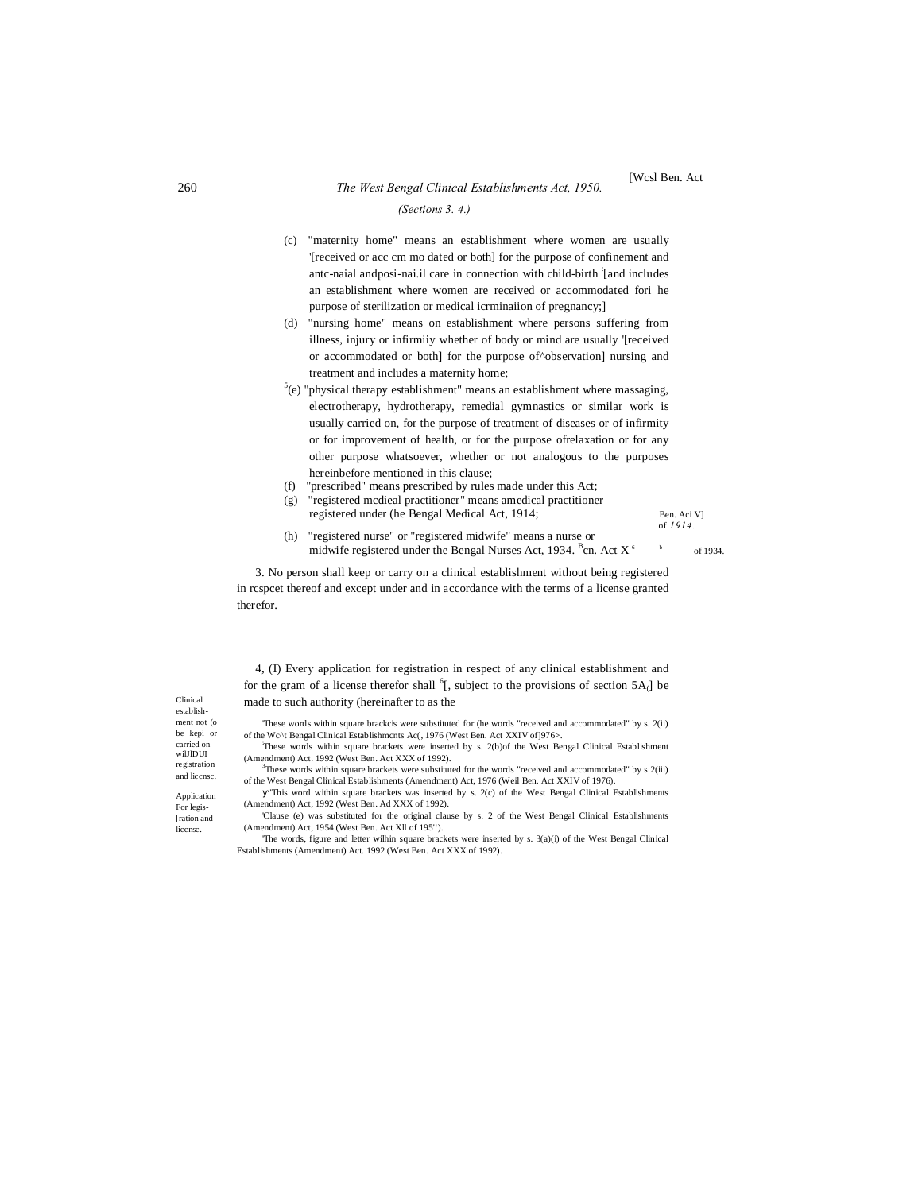(c) "maternity home" means an establishment where women are usually '[received or acc cm mo dated or both] for the purpose of confinement and antc-naial andposi-nai.il care in connection with child-birth [and includes an establishment where women are received or accommodated fori he purpose of sterilization or medical icrminaiion of pregnancy;]

(d) "nursing home" means on establishment where persons suffering from illness, injury or infirmiiy whether of body or mind are usually '[received or accommodated or both] for the purpose of^observation] nursing and treatment and includes a maternity home;

[5](e) "physical therapy establishment" means an establishment where massaging, electrotherapy, hydrotherapy, remedial gymnastics or similar work is usually carried on, for the purpose of treatment of diseases or of infirmity or for improvement of health, or for the purpose ofrelaxation or for any other purpose whatsoever, whether or not analogous to the purposes hereinbefore mentioned in this clause;

(f) "prescribed" means prescribed by rules made under this Act;

(g) "registered mcdieal practitioner" means amedical practitioner registered under (he Bengal Medical Act, 1914; Ben. Aci V] of *1914*.

(h) "registered nurse" or "registered midwife" means a nurse or midwife registered under the Bengal Nurses Act, 1934. Bcn. Act X of 1934.

Clinical establishment not (o be kepi or carried on wilJlDUI registration and liccnsc.

3. No person shall keep or carry on a clinical establishment without being registered in rcspcet thereof and except under and in accordance with the terms of a license granted therefor.

Application For legis-[ration and liccnsc.

4, (I) Every application for registration in respect of any clinical establishment and for the gram of a license therefor shall [6][, subject to the provisions of section 5A,] be made to such authority (hereinafter to as the

'These words within square brackcis were substituted for (he words "received and accommodated" by s. 2(ii) of the Wc^t Bengal Clinical Establishmcnts Ac(, 1976 (West Ben. Act XXIV of]976>.

These words within square brackets were inserted by s. 2(b)of the West Bengal Clinical Establishment (Amendment) Act. 1992 (West Ben. Act XXX of 1992).

[3]These words within square brackets were substituted for the words "received and accommodated" by s 2(iii) of the West Bengal Clinical Establishments (Amendment) Act, 1976 (Weil Ben. Act XXIV of 1976).

"This word within square brackets was inserted by s. 2(c) of the West Bengal Clinical Establishments (Amendment) Act, 1992 (West Ben. Ad XXX of 1992).

'Clause (e) was substituted for the original clause by s. 2 of the West Bengal Clinical Establishments (Amendment) Act, 1954 (West Ben. Act Xll of 195'!).

'The words, figure and letter wilhin square brackets were inserted by s. 3(a)(i) of the West Bengal Clinical Establishments (Amendment) Act. 1992 (West Ben. Act XXX of 1992).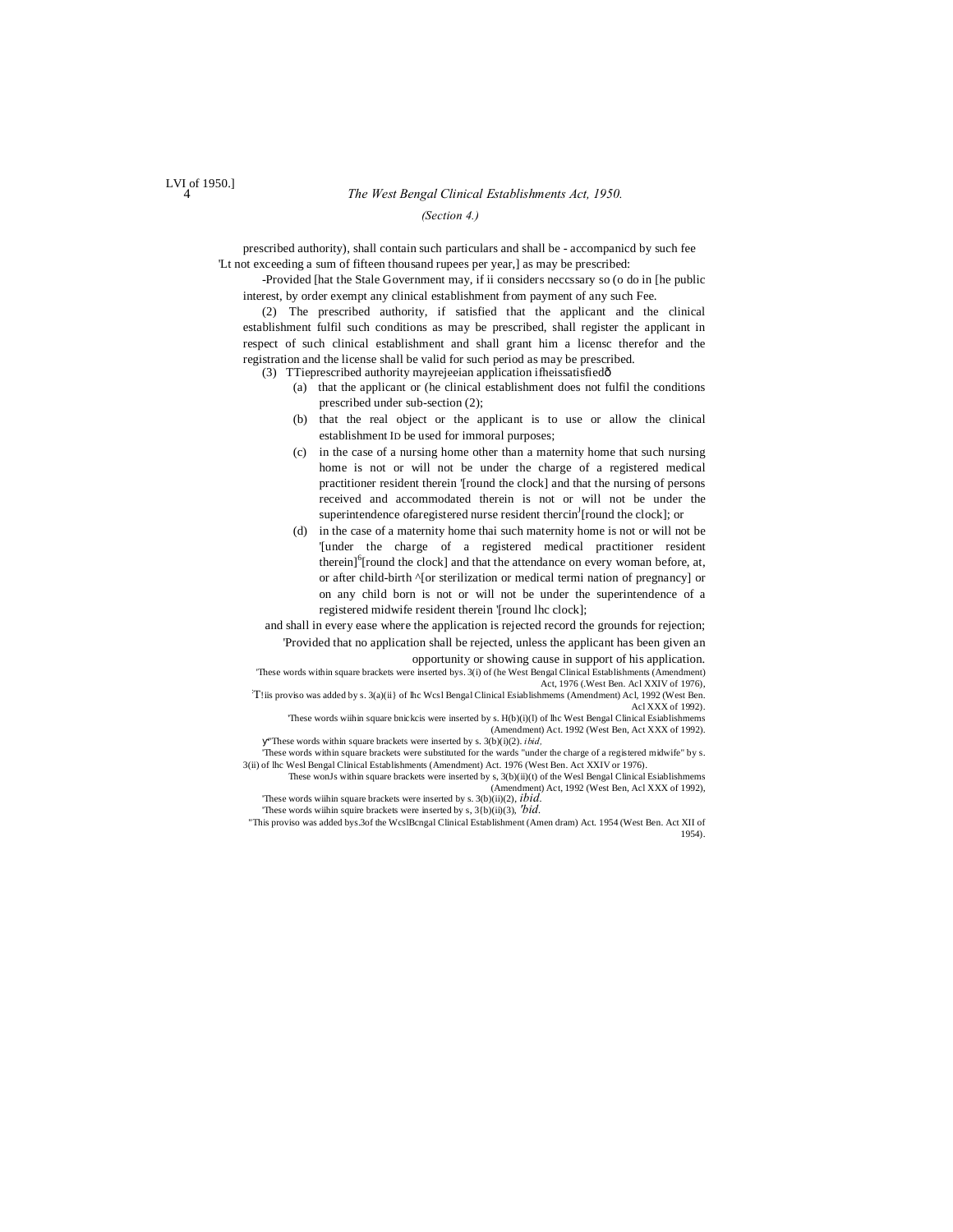*(Section 4.)*

prescribed authority), shall contain such particulars and shall be - accompanicd by such fee 'Lt not exceeding a sum of fifteen thousand rupees per year,] as may be prescribed:

-Provided [hat the Stale Government may, if ii considers neccssary so (o do in [he public interest, by order exempt any clinical establishment from payment of any such Fee.

(2) The prescribed authority, if satisfied that the applicant and the clinical establishment fulfil such conditions as may be prescribed, shall register the applicant in respect of such clinical establishment and shall grant him a licensc therefor and the registration and the license shall be valid for such period as may be prescribed.

(3) TTieprescribed authority mayrejeeian application ifheissatisfiedô

(a) that the applicant or (he clinical establishment does not fulfil the conditions prescribed under sub-section (2);

(b) that the real object or the applicant is to use or allow the clinical establishment ID be used for immoral purposes;

(c) in the case of a nursing home other than a maternity home that such nursing home is not or will not be under the charge of a registered medical practitioner resident therein '[round the clock] and that the nursing of persons received and accommodated therein is not or will not be under the superintendence ofaregistered nurse resident thercin[J][round the clock]; or

(d) in the case of a maternity home thai such maternity home is not or will not be '[under the charge of a registered medical practitioner resident therein][6][round the clock] and that the attendance on every woman before, at, or after child-birth ^[or sterilization or medical termi nation of pregnancy] or on any child born is not or will not be under the superintendence of a registered midwife resident therein '[round lhc clock];

and shall in every ease where the application is rejected record the grounds for rejection;

'Provided that no application shall be rejected, unless the applicant has been given an opportunity or showing cause in support of his application.

'These words within square brackets were inserted bys. 3(i) of (he West Bengal Clinical Establishments (Amendment) Act, 1976 (.West Ben. Acl XXIV of 1976),

:T!iis proviso was added by s. 3(a)(ii} of lhc Wcsl Bengal Clinical Esiablishmems (Amendment) Acl, 1992 (West Ben. Acl XXX of 1992).

'These words wiihin square bnickcis were inserted by s. H(b)(i)(I) of lhc West Bengal Clinical Esiablishmems (Amendment) Act. 1992 (West Ben, Act XXX of 1992).

у"These words within square brackets were inserted by s. 3(b)(i)(2). *ibid*.

'These words within square brackets were substituted for the wards "under the charge of a registered midwife" by s. 3(ii) of lhc Wesl Bengal Clinical Establishments (Amendment) Act. 1976 (West Ben. Act XXIV or 1976).

These wonJs within square brackets were inserted by s, 3(b)(ii)(t) of the Wesl Bengal Clinical Esiablishmems (Amendment) Act, 1992 (West Ben, Acl XXX of 1992),

'These words wiihin square brackets were inserted by s. 3(b)(ii)(2), *ibid.*

'These words wiihin squire brackets were inserted by s, 3{b)(ii)(3), *'bid.*

"This proviso was added bys.3of the WcslBcngal Clinical Establishment (Amen dram) Act. 1954 (West Ben. Act XII of 1954).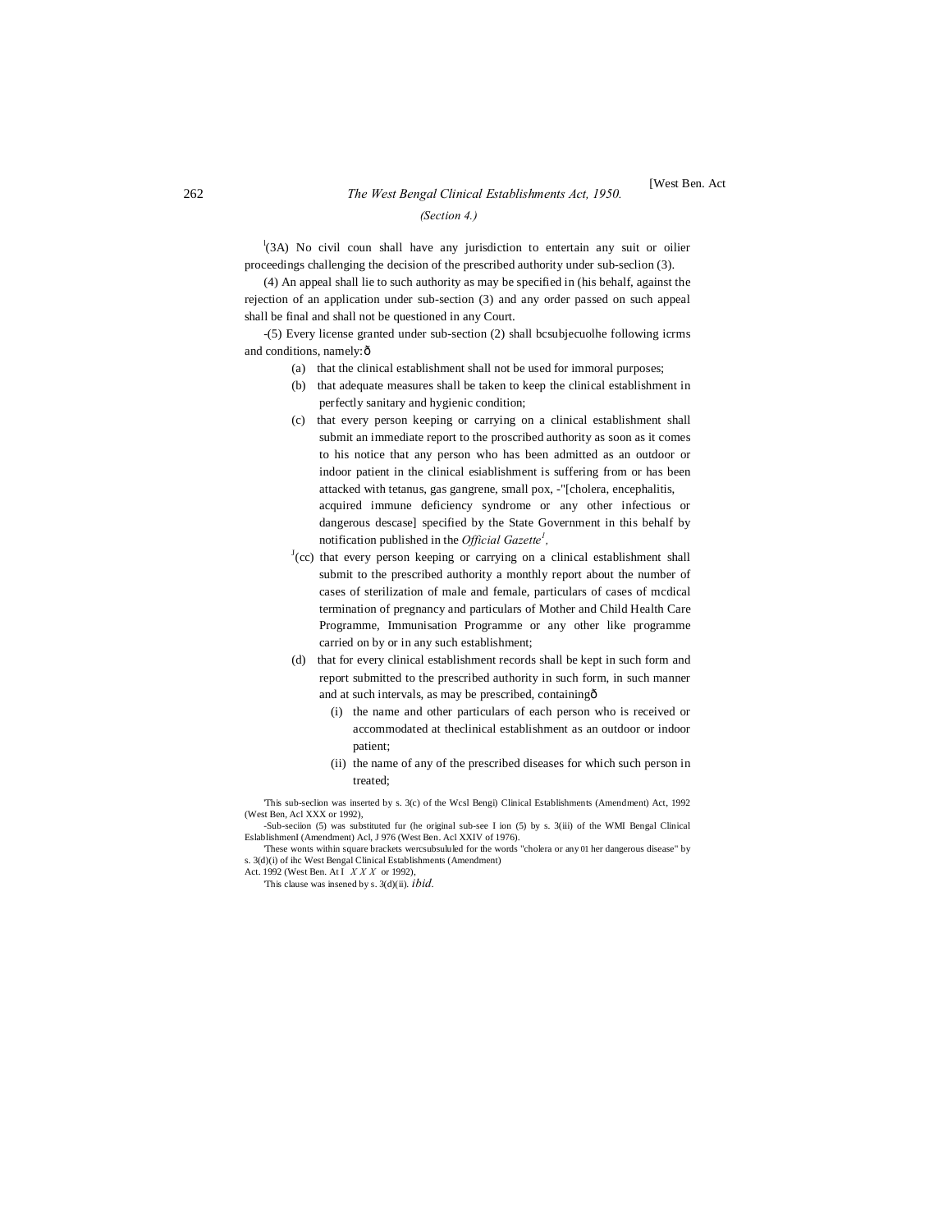*(Section 4.)*

[1](3A) No civil coun shall have any jurisdiction to entertain any suit or oilier proceedings challenging the decision of the prescribed authority under sub-seclion (3).

(4) An appeal shall lie to such authority as may be specified in (his behalf, against the rejection of an application under sub-section (3) and any order passed on such appeal shall be final and shall not be questioned in any Court.

-(5) Every license granted under sub-section (2) shall bcsubjecuolhe following icrms and conditions, namely:ð

(a) that the clinical establishment shall not be used for immoral purposes;

(b) that adequate measures shall be taken to keep the clinical establishment in perfectly sanitary and hygienic condition;

(c) that every person keeping or carrying on a clinical establishment shall submit an immediate report to the proscribed authority as soon as it comes to his notice that any person who has been admitted as an outdoor or indoor patient in the clinical esiablishment is suffering from or has been attacked with tetanus, gas gangrene, small pox, -"[cholera, encephalitis, acquired immune deficiency syndrome or any other infectious or dangerous descase] specified by the State Government in this behalf by notification published in the *Official Gazette*[1],

[J](cc) that every person keeping or carrying on a clinical establishment shall submit to the prescribed authority a monthly report about the number of cases of sterilization of male and female, particulars of cases of mcdical termination of pregnancy and particulars of Mother and Child Health Care Programme, Immunisation Programme or any other like programme carried on by or in any such establishment;

(d) that for every clinical establishment records shall be kept in such form and report submitted to the prescribed authority in such form, in such manner and at such intervals, as may be prescribed, containingð

(i) the name and other particulars of each person who is received or accommodated at theclinical establishment as an outdoor or indoor patient;

(ii) the name of any of the prescribed diseases for which such person in treated;

'This sub-seclion was inserted by s. 3(c) of the Wcsl Bengi) Clinical Establishments (Amendment) Act, 1992 (West Ben, Acl XXX or 1992),

-Sub-seciion (5) was substituted fur (he original sub-see I ion (5) by s. 3(iii) of the WMI Bengal Clinical EslablishmenI (Amendment) Acl, J 976 (West Ben. Acl XXIV of 1976).

'These wonts within square brackets wercsubsululed for the words "cholera or any 01 her dangerous disease" by s. 3(d)(i) of ihc West Bengal Clinical Establishments (Amendment) Act. 1992 (West Ben. At I X X X or 1992),

'This clause was insened by s. 3(d)(ii). *ibid.*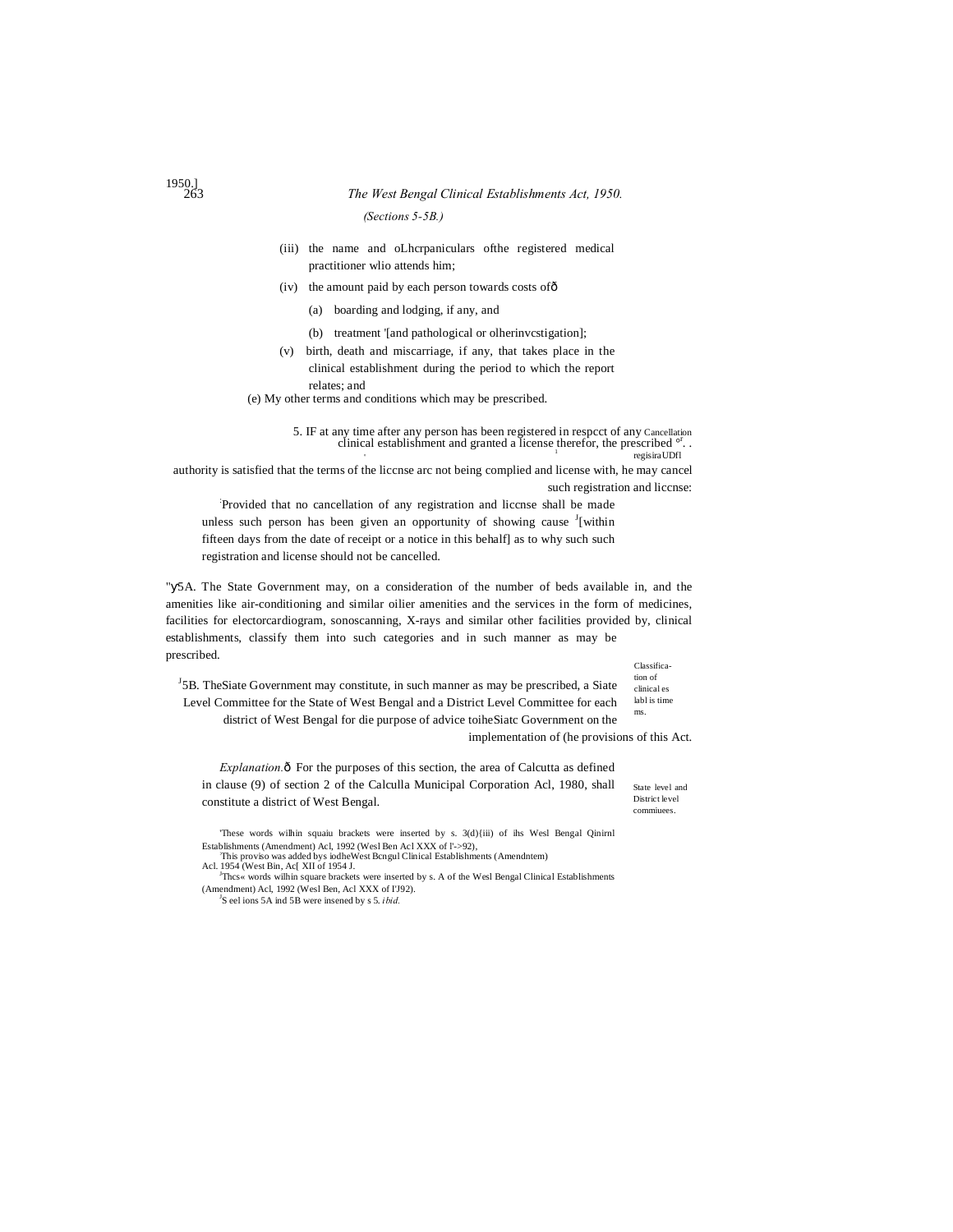*(Sections 5-5B.)*

(iii) the name and oLhcrpaniculars ofthe registered medical practitioner wlio attends him;

(iv) the amount paid by each person towards costs ofð

(a) boarding and lodging, if any, and

(b) treatment '[and pathological or olherinvcstigation];

(v) birth, death and miscarriage, if any, that takes place in the clinical establishment during the period to which the report relates; and

(e) My other terms and conditions which may be prescribed.

Cancellation of regisiraUDfl and license.

5. IF at any time after any person has been registered in respcct of any clinical establishment and granted a license therefor, the prescribed authority is satisfied that the terms of the liccnse arc not being complied with, he may cancel such registration and liccnse:

[2]Provided that no cancellation of any registration and liccnse shall be made unless such person has been given an opportunity of showing cause [3][within fifteen days from the date of receipt or a notice in this behalf] as to why such such registration and license should not be cancelled.

Classification of clinical establishments.

"[4]5A. The State Government may, on a consideration of the number of beds available in, and the amenities like air-conditioning and similar oilier amenities and the services in the form of medicines, facilities for electorcardiogram, sonoscanning, X-rays and similar other facilities provided by, clinical establishments, classify them into such categories and in such manner as may be prescribed.

State level and District level commiuees.

[4]5B. TheSiate Government may constitute, in such manner as may be prescribed, a Siate Level Committee for the State of West Bengal and a District Level Committee for each district of West Bengal for die purpose of advice toiheSiatc Government on the implementation of (he provisions of this Act.

*Explanation.*ð For the purposes of this section, the area of Calcutta as defined in clause (9) of section 2 of the Calculla Municipal Corporation Acl, 1980, shall constitute a district of West Bengal.

---

[1]These words wilhin squaiu brackets were inserted by s. 3(d)(iii) of ihs Wesl Bengal Qinirnl Establishments (Amendment) Acl, 1992 (Wesl Ben Acl XXX of l'->92),

[2]This proviso was added bys iodheWest Bcngul Clinical Establishments (Amendntem) Acl. 1954 (West Bin, Ac[ XII of 1954 J.

[3]Thcs« words wilhin square brackets were inserted by s. A of the Wesl Bengal Clinical Establishments (Amendment) Acl, 1992 (Wesl Ben, Acl XXX of I'J92).

[4]S eel ions 5A ind 5B were insened by s 5. *ibid.*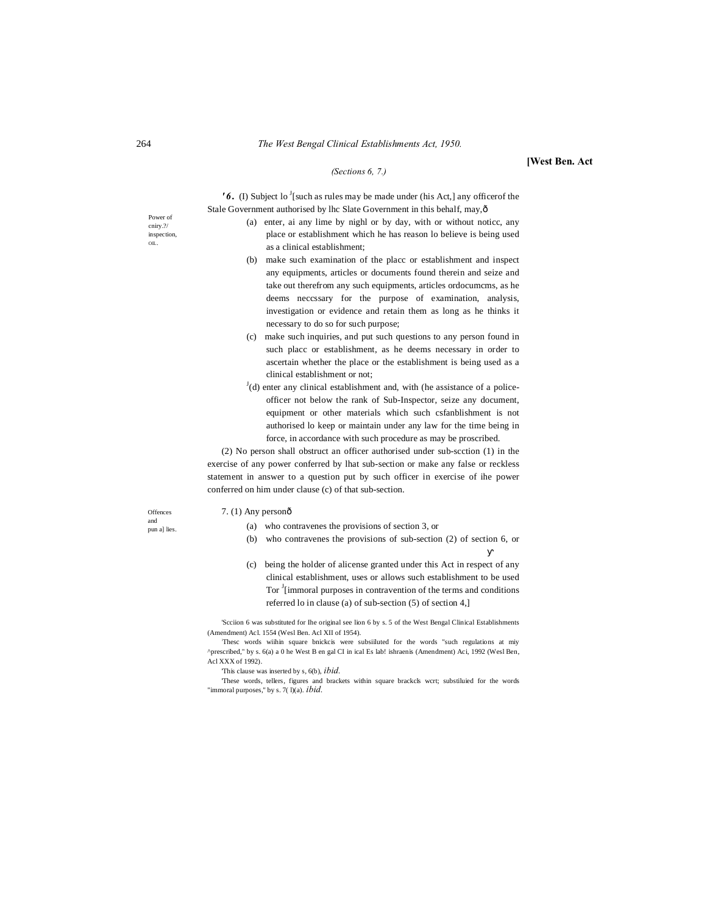*(Sections 6, 7.)*

Power of cniry.?/ inspection, OIL.

**'6.** (I) Subject lo [J][such as rules may be made under (his Act,] any officerof the Stale Government authorised by lhc Slate Government in this behalf, may,ð

(a) enter, ai any lime by nighl or by day, with or without noticc, any place or establishment which he has reason lo believe is being used as a clinical establishment;

(b) make such examination of the placc or establishment and inspect any equipments, articles or documents found therein and seize and take out therefrom any such equipments, articles ordocumcms, as he deems neccssary for the purpose of examination, analysis, investigation or evidence and retain them as long as he thinks it necessary to do so for such purpose;

(c) make such inquiries, and put such questions to any person found in such placc or establishment, as he deems necessary in order to ascertain whether the place or the establishment is being used as a clinical establishment or not;

[J](d) enter any clinical establishment and, with (he assistance of a police-officer not below the rank of Sub-Inspector, seize any document, equipment or other materials which such csfanblishment is not authorised lo keep or maintain under any law for the time being in force, in accordance with such procedure as may be proscribed.

(2) No person shall obstruct an officer authorised under sub-scction (1) in the exercise of any power conferred by lhat sub-section or make any false or reckless statement in answer to a question put by such officer in exercise of ihe power conferred on him under clause (c) of that sub-section.

Offences and pun a] lies.

7. (1) Any personð

(a) who contravenes the provisions of section 3, or

(b) who contravenes the provisions of sub-section (2) of section 6, or

(c) being the holder of alicense granted under this Act in respect of any clinical establishment, uses or allows such establishment to be used Tor [J][immoral purposes in contravention of the terms and conditions referred lo in clause (a) of sub-section (5) of section 4,]

'Scciion 6 was substituted for Ihe original see lion 6 by s. 5 of the West Bengal Clinical Establishments (Amendment) Acl. 1554 (Wesl Ben. Acl XII of 1954).

'Thesc words wiihin square bnickcis were subsiiluted for the words "such regulations at miy ^prescribed," by s. 6(a) a 0 he West B en gal CI in ical Es lab! ishraenis (Amendment) Aci, 1992 (Wesl Ben, Acl XXX of 1992).

'This clause was inserted by s, 6(b), *ibid.*

'These words, tellers, figures and brackets within square brackcls wcrt; substiluied for the words "immoral purposes," by s. 7( l)(a). *ibid.*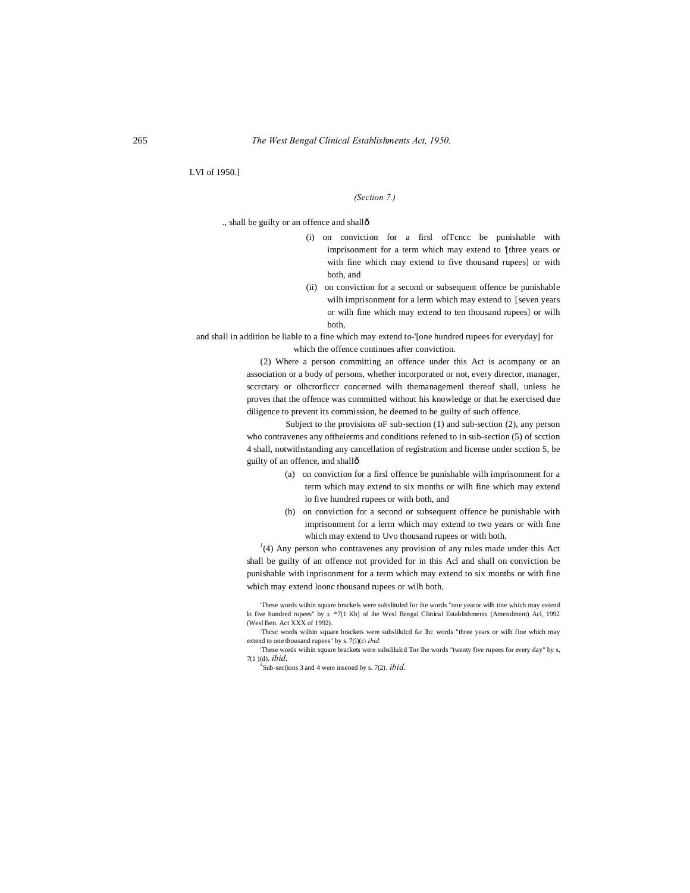LVI of 1950.]

*(Section 7.)*

., shall be guilty or an offence and shallô

(i) on conviction for a firsl ofTcncc be punishable with imprisonment for a term which may extend to '[three years or with fine which may extend to five thousand rupees] or with both, and

(ii) on conviction for a second or subsequent offence be punishable wilh imprisonment for a lerm which may extend to [seven years or wilh fine which may extend to ten thousand rupees] or wilh both,

and shall in addition be liable to a fine which may extend to-'[one hundred rupees for everyday] for which the offence continues after conviction.

(2) Where a person committing an offence under this Act is acompany or an association or a body of persons, whether incorporated or not, every director, manager, sccrctary or olhcrorficcr concerned wilh themanagemenl thereof shall, unless he proves that the offence was committed without his knowledge or that he exercised due diligence to prevent its commission, be deemed to be guilty of such offence.

Subject to the provisions oF sub-section (1) and sub-section (2), any person who contravenes any oftheierms and conditions refened to in sub-section (5) of scction 4 shall, notwithstanding any cancellation of registration and license under scction 5, be guilty of an offence, and shallô

(a) on conviction for a firsl offence be punishable wilh imprisonment for a term which may extend to six months or wilh fine which may extend lo five hundred rupees or with both, and

(b) on conviction for a second or subsequent offence be punishable with imprisonment for a lerm which may extend to two years or with fine which may extend to Uvo thousand rupees or with both.

[J](4) Any person who contravenes any provision of any rules made under this Act shall be guilty of an offence not provided for in this Acl and shall on conviction be punishable with inprisonment for a term which may extend to six months or with fine which may extend loonc thousand rupees or wilh both.

'These words wiihin square brackels were suhslituled for ihe words "one yearor wilh tine which may extend lo five hundred rupees" by *s.* *7(1 Kb) of ihe Wesl Bengal Clinical Establishments (Amendment) Acl, 1992 (Wesl Ben. Act XXX of 1992).

Thcsc words wiihin square brackets were subslilulcd far lhc words "three years or wilh fine which may extend to one thousand rupees" by s. 7(l)(c\ *ibid.*

'These words wiihin square brackets were subslilulcd Tor Ihe words "twenty five rupees for every day" by s, 7(1 )(d). *ibid.*

[4]Sub-sec(ions 3 and 4 were insened by s. 7(2). *ibid.*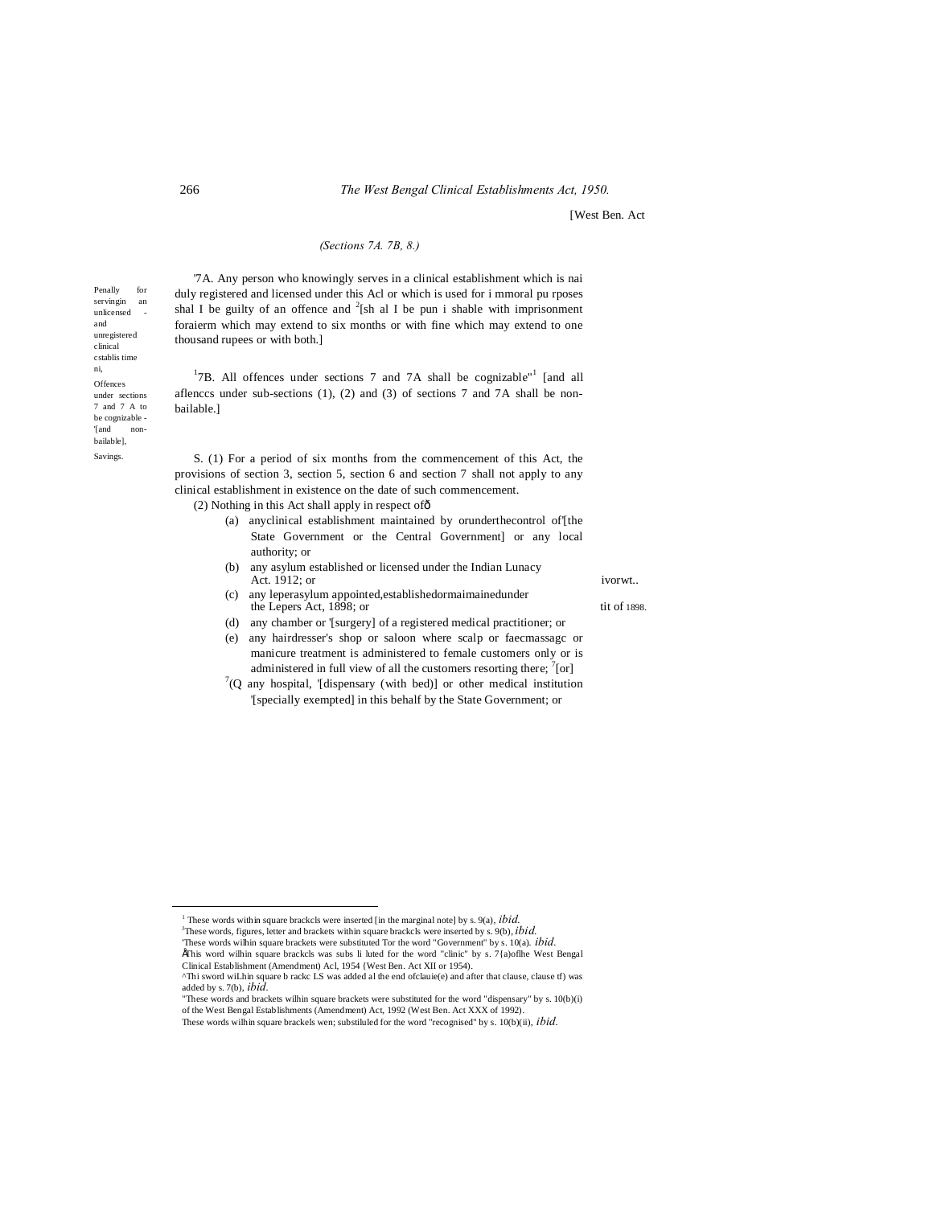[West Ben. Act

*(Sections 7A. 7B, 8.)*

Penally for servingin an unlicensed - and unregistered clinical cstablis time ni,

'7A. Any person who knowingly serves in a clinical establishment which is nai duly registered and licensed under this Acl or which is used for i mmoral pu rposes shal I be guilty of an offence and [2][sh al I be pun i shable with imprisonment foraierm which may extend to six months or with fine which may extend to one thousand rupees or with both.]

Offences under sections 7 and 7 A to be cognizable - '[and non-bailable],

[1]7B. All offences under sections 7 and 7A shall be cognizable"[1] [and all aflenccs under sub-sections (1), (2) and (3) of sections 7 and 7A shall be non-bailable.]

Savings.

S. (1) For a period of six months from the commencement of this Act, the provisions of section 3, section 5, section 6 and section 7 shall not apply to any clinical establishment in existence on the date of such commencement.

(2) Nothing in this Act shall apply in respect ofô

(a) anyclinical establishment maintained by orunderthecontrol of'[the State Government or the Central Government] or any local authority; or

(b) any asylum established or licensed under the Indian Lunacy Act. 1912; or — ivorwt..

(c) any leperasylum appointed,establishedormaimainedunder the Lepers Act, 1898; or — tit of 1898.

(d) any chamber or '[surgery] of a registered medical practitioner; or

(e) any hairdresser's shop or saloon where scalp or faecmassagc or manicure treatment is administered to female customers only or is administered in full view of all the customers resorting there; [7][or]

[7](Q any hospital, '[dispensary (with bed)] or other medical institution '[specially exempted] in this behalf by the State Government; or

---

[1] These words within square brackcls were inserted [in the marginal note] by s. 9(a), *ibid.*

[3]These words, figures, letter and brackets within square brackcls were inserted by s. 9(b), *ibid.*

'These words wilhin square brackets were substituted Tor the word "Government" by s. 10(a). *ibid.*

ÅThis word wilhin square brackcls was subs li luted for the word "clinic" by s. 7{a)oflhe West Bengal Clinical Establishment (Amendment) Acl, 1954 {West Ben. Act XII or 1954).

^Thi sword wiLhin square b rackc LS was added al the end ofclauie(e) and after that clause, clause tf) was added by s. 7(b), *ibid.*

"These words and brackets wilhin square brackets were substituted for the word "dispensary" by s. 10(b)(i) of the West Bengal Establishments (Amendment) Act, 1992 (West Ben. Act XXX of 1992).

These words wilhin square brackels wen; substiluled for the word "recognised" by s. 10(b)(ii), *ibid.*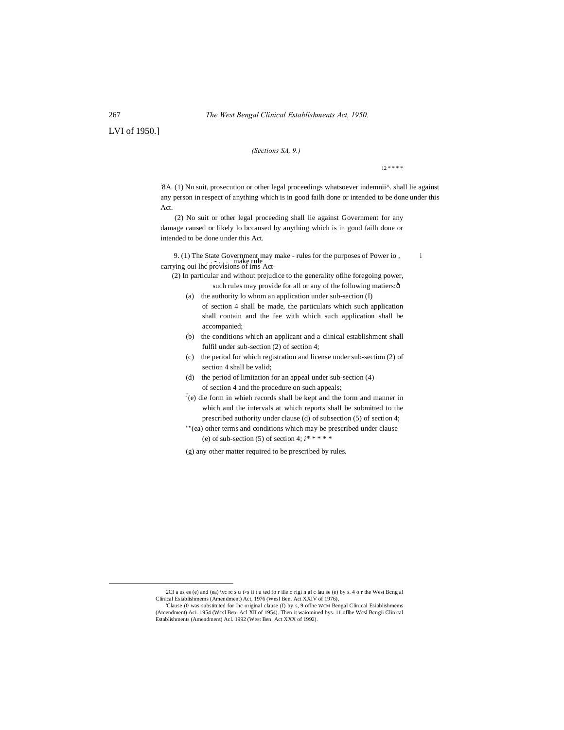LVI of 1950.]

*(Sections SA, 9.)*

i2 * * * *

[1]8A. (1) No suit, prosecution or other legal proceedings whatsoever indemnii^. shall lie against any person in respect of anything which is in good failh done or intended to be done under this Act.

(2) No suit or other legal proceeding shall lie against Government for any damage caused or likely lo bccaused by anything which is in good failh done or intended to be done under this Act.

9. (1) The State Government may make - rules for the purposes of carrying oui lhc provisions of irns Act- Power io make rule

(2) In particular and without prejudice to the generality oflhe foregoing power, such rules may provide for all or any of the following matiers:—

(a) the authority lo whom an application under sub-section (I) of section 4 shall be made, the particulars which such application shall contain and the fee with which such application shall be accompanied;

(b) the conditions which an applicant and a clinical establishment shall fulfil under sub-section (2) of section 4;

(c) the period for which registration and license under sub-section (2) of section 4 shall be valid;

(d) the period of limitation for an appeal under sub-section (4) of section 4 and the procedure on such appeals;

[J](e) die form in whieh records shall be kept and the form and manner in which and the intervals at which reports shall be submitted to the prescribed authority under clause (d) of subsection (5) of section 4;

""(ea) other terms and conditions which may be prescribed under clause (e) of sub-section (5) of section 4; *i* * * * * *

(g) any other matter required to be prescribed by rules.

---

2CI a us es (e) and (ea) \vc rc s u t>s ii t u ted fo r ilie o rigi n al c lau se (e) by s. 4 o r the West Bcng al Clinical Esiablishmems (Amendment) Act, 1976 (Wesl Ben. Act XXIV of 1976),

'Clause (0 was substituted for lhc original clause (f) by s, 9 oflhe WCM Bengal Clinical Esiablishmems (Amendment) Aci. 1954 (Wcsl Ben. Acl XII of 1954). Then it waiomiued bys. 11 oflhe Wcsl Bcngii Clinical Establishments (Amendment) Acl. 1992 (West Ben. Act XXX of 1992).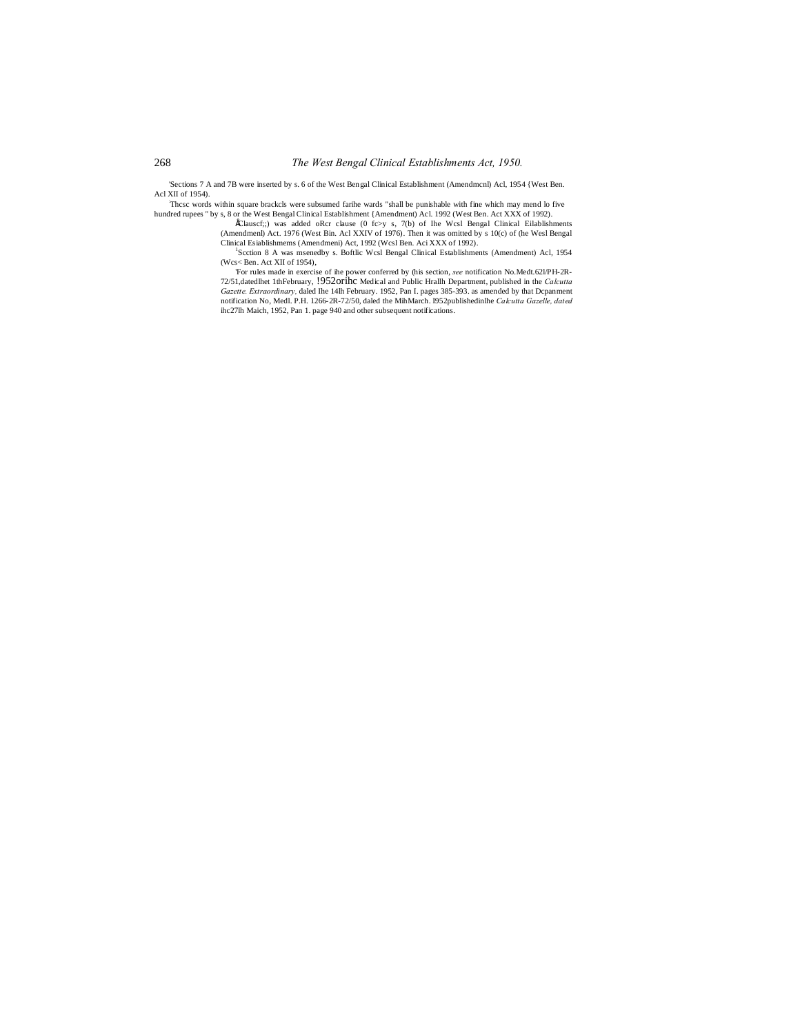'Sections 7 A and 7B were inserted by s. 6 of the West Bengal Clinical Establishment (Amendmcnl) Acl, 1954 {West Ben. Acl XII of 1954).

'Thcsc words within square brackcls were subsumed farihe wards "shall be punishable with fine which may mend lo five hundred rupees " by s, 8 or the West Bengal Clinical Establishment {Amendment) Acl. 1992 (West Ben. Act XXX of 1992).

ÅClauscf;;) was added oRcr clause (0 fc>y s, 7(b) of Ihe Wcsl Bengal Clinical Eilablishments (Amendmenl) Act. 1976 (West Bin. Acl XXIV of 1976). Then it was omitted by s 10(c) of (he Wesl Bengal Clinical Esiablishmems (Amendmeni) Act, 1992 (Wcsl Ben. Aci XXX of 1992).

[1]Scction 8 A was msenedby s. Boftlic Wcsl Bengal Clinical Establishments (Amendment) Acl, 1954 (Wcs< Ben. Act XII of 1954),

'For rules made in exercise of ihe power conferred by (his section, *see* notification No.Medt.62l/PH-2R-72/51,datedlhet 1thFebruary, !952orihc Medical and Public Hrallh Department, published in the *Calcutta Gazette. Extraordinary,* daled Ihe 14lh February. 1952, Pan I. pages 385-393. as amended by that Dcpanment notification No, Medl. P.H. 1266-2R-72/50, daled the MihMarch. I952publishedinlhe *Calcutta Gazelle, dated* ihc27lh Maich, 1952, Pan 1. page 940 and other subsequent notifications.